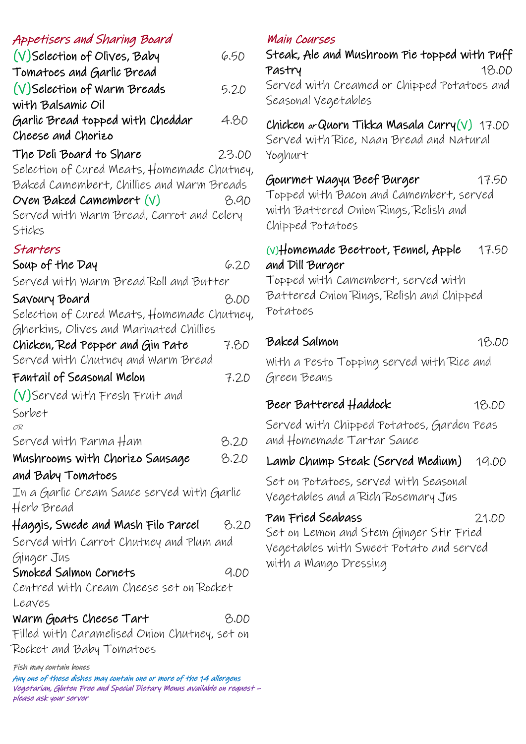## Appetisers and Sharing Board

**(V)Selection of Olives, Baby Tomatoes and Garlic Bread** 6.50

**(V)Selection of Warm Breads with Balsamic Oil** 5.20

**Garlic Bread topped with Cheddar Cheese and Chorizo** 4.80

**The Deli Board to Share** 23.00
Selection of Cured Meats, Homemade Chutney, Baked Camembert, Chillies and Warm Breads

**Oven Baked Camembert (V)** 8.90
Served with Warm Bread, Carrot and Celery Sticks

## Starters

**Soup of the Day** 6.20
Served with Warm Bread Roll and Butter

**Savoury Board** 8.00
Selection of Cured Meats, Homemade Chutney, Gherkins, Olives and Marinated Chillies

**Chicken, Red Pepper and Gin Pate** 7.80
Served with Chutney and Warm Bread

**Fantail of Seasonal Melon** 7.20
(V)Served with Fresh Fruit and Sorbet
*OR*
Served with Parma Ham 8.20

**Mushrooms with Chorizo Sausage and Baby Tomatoes** 8.20
In a Garlic Cream Sauce served with Garlic Herb Bread

**Haggis, Swede and Mash Filo Parcel** 8.20
Served with Carrot Chutney and Plum and Ginger Jus

**Smoked Salmon Cornets** 9.00
Centred with Cream Cheese set on Rocket Leaves

**Warm Goats Cheese Tart** 8.00
Filled with Caramelised Onion Chutney, set on Rocket and Baby Tomatoes

*Fish may contain bones*

*Any one of these dishes may contain one or more of the 14 allergens*

*Vegetarian, Gluten Free and Special Dietary Menus available on request – please ask your server*

## Main Courses

**Steak, Ale and Mushroom Pie topped with Puff Pastry** 18.00
Served with Creamed or Chipped Potatoes and Seasonal Vegetables

**Chicken *or* Quorn Tikka Masala Curry(V)** 17.00
Served with Rice, Naan Bread and Natural Yoghurt

**Gourmet Wagyu Beef Burger** 17.50
Topped with Bacon and Camembert, served with Battered Onion Rings, Relish and Chipped Potatoes

**(V)Homemade Beetroot, Fennel, Apple and Dill Burger** 17.50
Topped with Camembert, served with Battered Onion Rings, Relish and Chipped Potatoes

**Baked Salmon** 18.00
With a Pesto Topping served with Rice and Green Beans

**Beer Battered Haddock** 18.00
Served with Chipped Potatoes, Garden Peas and Homemade Tartar Sauce

**Lamb Chump Steak (Served Medium)** 19.00
Set on Potatoes, served with Seasonal Vegetables and a Rich Rosemary Jus

**Pan Fried Seabass** 21.00
Set on Lemon and Stem Ginger Stir Fried Vegetables with Sweet Potato and served with a Mango Dressing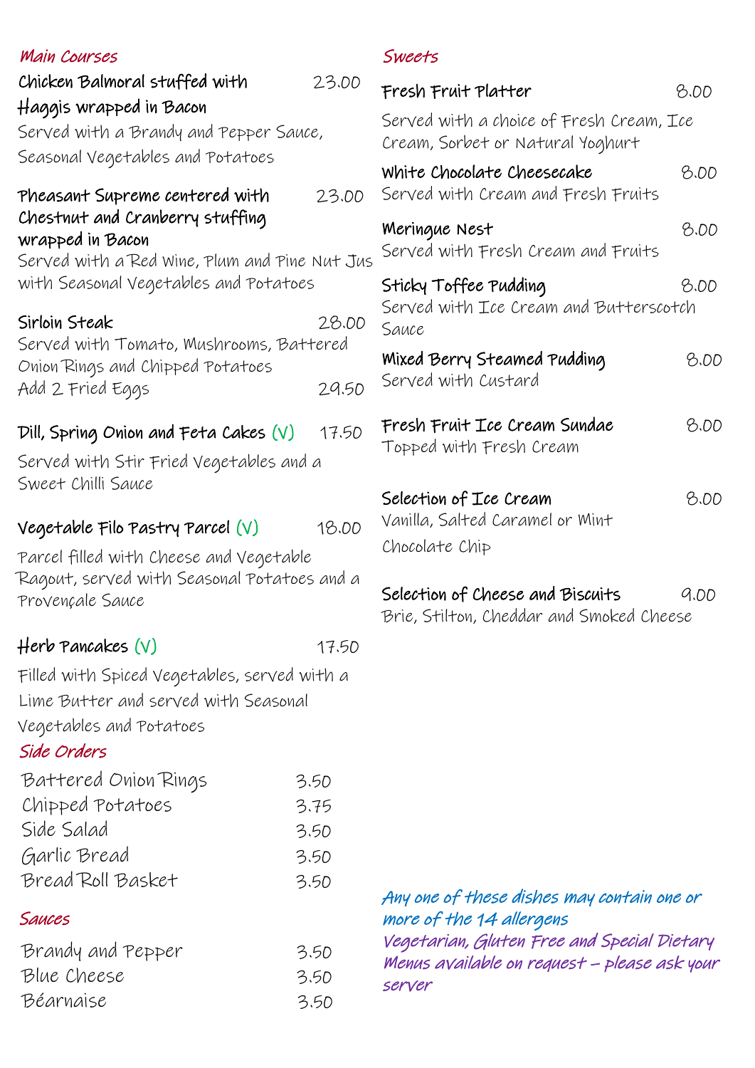## Main Courses

**Chicken Balmoral stuffed with Haggis wrapped in Bacon** 23.00
Served with a Brandy and Pepper Sauce, Seasonal Vegetables and Potatoes

**Pheasant Supreme centered with Chestnut and Cranberry stuffing wrapped in Bacon** 23.00
Served with a Red Wine, Plum and Pine Nut Jus with Seasonal Vegetables and Potatoes

**Sirloin Steak** 28.00
Served with Tomato, Mushrooms, Battered Onion Rings and Chipped Potatoes
Add 2 Fried Eggs 29.50

**Dill, Spring Onion and Feta Cakes (V)** 17.50
Served with Stir Fried Vegetables and a Sweet Chilli Sauce

**Vegetable Filo Pastry Parcel (V)** 18.00
Parcel filled with Cheese and Vegetable Ragout, served with Seasonal Potatoes and a Provençale Sauce

**Herb Pancakes (V)** 17.50
Filled with Spiced Vegetables, served with a Lime Butter and served with Seasonal Vegetables and Potatoes

## Side Orders

| | |
|---|---|
| Battered Onion Rings | 3.50 |
| Chipped Potatoes | 3.75 |
| Side Salad | 3.50 |
| Garlic Bread | 3.50 |
| Bread Roll Basket | 3.50 |

## Sauces

| | |
|---|---|
| Brandy and Pepper | 3.50 |
| Blue Cheese | 3.50 |
| Béarnaise | 3.50 |

## Sweets

**Fresh Fruit Platter** 8.00
Served with a choice of Fresh Cream, Ice Cream, Sorbet or Natural Yoghurt

**White Chocolate Cheesecake** 8.00
Served with Cream and Fresh Fruits

**Meringue Nest** 8.00
Served with Fresh Cream and Fruits

**Sticky Toffee Pudding** 8.00
Served with Ice Cream and Butterscotch Sauce

**Mixed Berry Steamed Pudding** 8.00
Served with Custard

**Fresh Fruit Ice Cream Sundae** 8.00
Topped with Fresh Cream

**Selection of Ice Cream** 8.00
Vanilla, Salted Caramel or Mint Chocolate Chip

**Selection of Cheese and Biscuits** 9.00
Brie, Stilton, Cheddar and Smoked Cheese

*Any one of these dishes may contain one or more of the 14 allergens*

*Vegetarian, Gluten Free and Special Dietary Menus available on request – please ask your server*